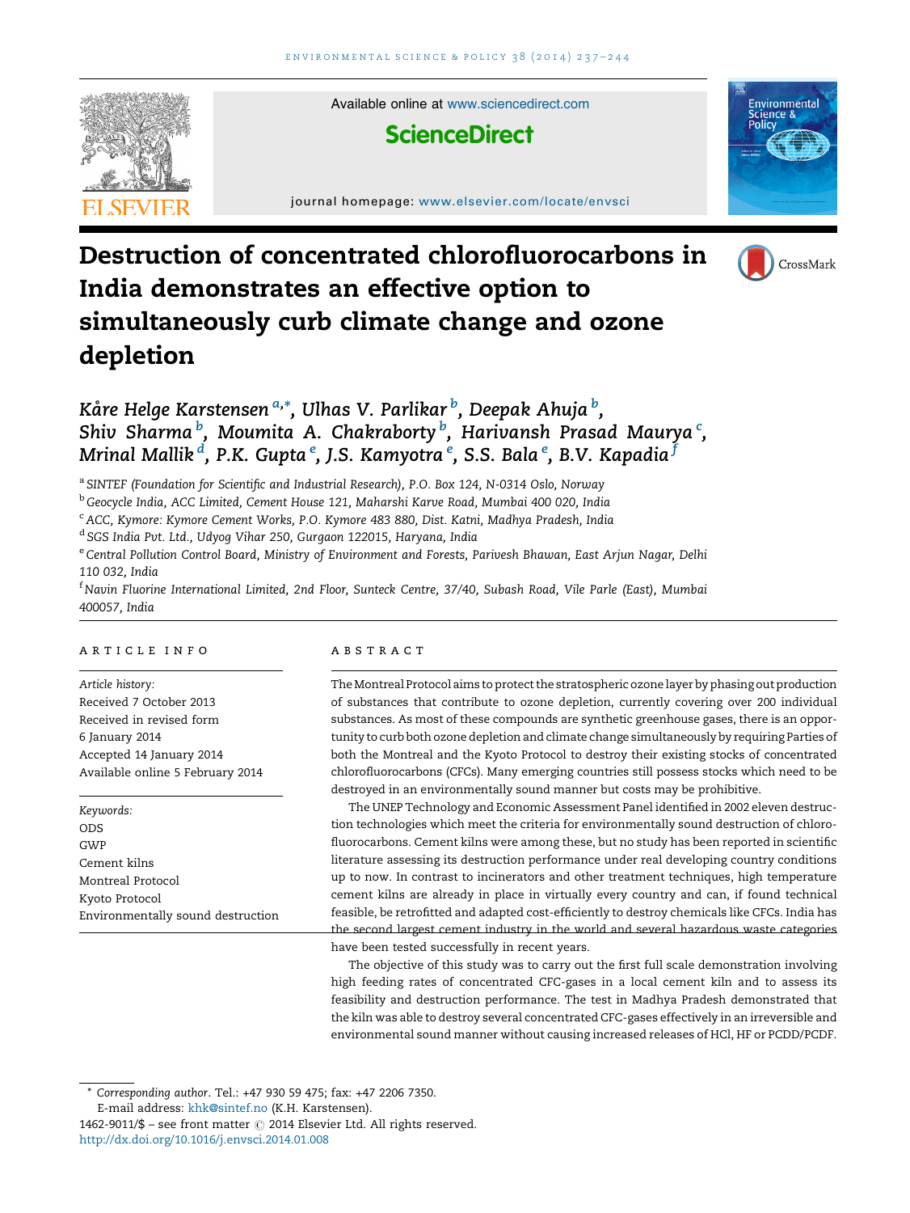# Destruction of concentrated chlorofluorocarbons in India demonstrates an effective option to simultaneously curb climate change and ozone depletion

*Kåre Helge Karstensen* [a,*], *Ulhas V. Parlikar* [b], *Deepak Ahuja* [b], *Shiv Sharma* [b], *Moumita A. Chakraborty* [b], *Harivansh Prasad Maurya* [c], *Mrinal Mallik* [d], *P.K. Gupta* [e], *J.S. Kamyotra* [e], *S.S. Bala* [e], *B.V. Kapadia* [f]

[a] SINTEF (Foundation for Scientific and Industrial Research), P.O. Box 124, N-0314 Oslo, Norway

[b] Geocycle India, ACC Limited, Cement House 121, Maharshi Karve Road, Mumbai 400 020, India

[c] ACC, Kymore: Kymore Cement Works, P.O. Kymore 483 880, Dist. Katni, Madhya Pradesh, India

[d] SGS India Pvt. Ltd., Udyog Vihar 250, Gurgaon 122015, Haryana, India

[e] Central Pollution Control Board, Ministry of Environment and Forests, Parivesh Bhawan, East Arjun Nagar, Delhi 110 032, India

[f] Navin Fluorine International Limited, 2nd Floor, Sunteck Centre, 37/40, Subash Road, Vile Parle (East), Mumbai 400057, India

## ARTICLE INFO

*Article history:*
Received 7 October 2013
Received in revised form 6 January 2014
Accepted 14 January 2014
Available online 5 February 2014

*Keywords:*
ODS
GWP
Cement kilns
Montreal Protocol
Kyoto Protocol
Environmentally sound destruction

## ABSTRACT

The Montreal Protocol aims to protect the stratospheric ozone layer by phasing out production of substances that contribute to ozone depletion, currently covering over 200 individual substances. As most of these compounds are synthetic greenhouse gases, there is an opportunity to curb both ozone depletion and climate change simultaneously by requiring Parties of both the Montreal and the Kyoto Protocol to destroy their existing stocks of concentrated chlorofluorocarbons (CFCs). Many emerging countries still possess stocks which need to be destroyed in an environmentally sound manner but costs may be prohibitive.

The UNEP Technology and Economic Assessment Panel identified in 2002 eleven destruction technologies which meet the criteria for environmentally sound destruction of chlorofluorocarbons. Cement kilns were among these, but no study has been reported in scientific literature assessing its destruction performance under real developing country conditions up to now. In contrast to incinerators and other treatment techniques, high temperature cement kilns are already in place in virtually every country and can, if found technical feasible, be retrofitted and adapted cost-efficiently to destroy chemicals like CFCs. India has the second largest cement industry in the world and several hazardous waste categories have been tested successfully in recent years.

The objective of this study was to carry out the first full scale demonstration involving high feeding rates of concentrated CFC-gases in a local cement kiln and to assess its feasibility and destruction performance. The test in Madhya Pradesh demonstrated that the kiln was able to destroy several concentrated CFC-gases effectively in an irreversible and environmental sound manner without causing increased releases of HCl, HF or PCDD/PCDF.

\* *Corresponding author*. Tel.: +47 930 59 475; fax: +47 2206 7350.
E-mail address: khk@sintef.no (K.H. Karstensen).

1462-9011/$ – see front matter © 2014 Elsevier Ltd. All rights reserved.
http://dx.doi.org/10.1016/j.envsci.2014.01.008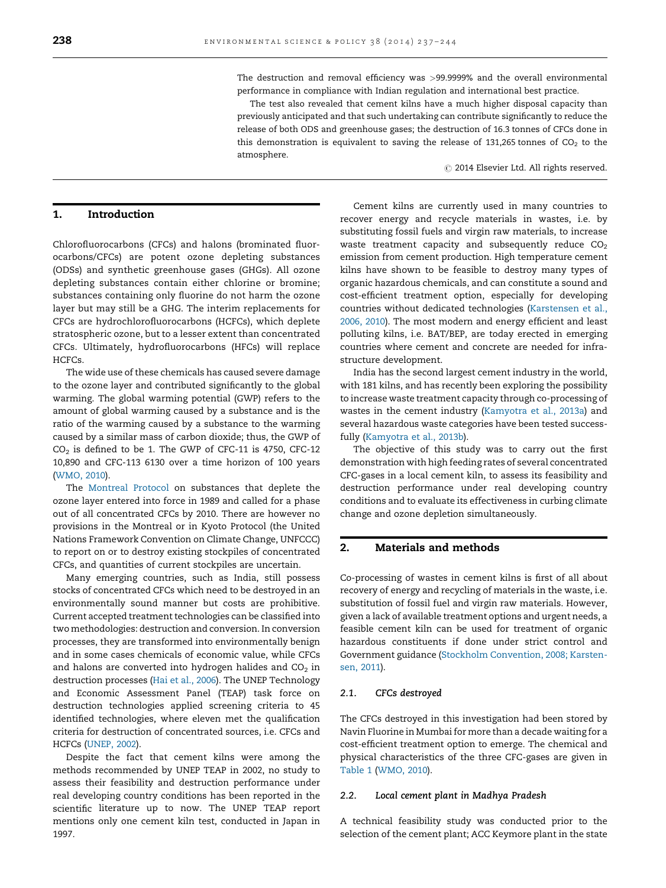The destruction and removal efficiency was >99.9999% and the overall environmental performance in compliance with Indian regulation and international best practice.

The test also revealed that cement kilns have a much higher disposal capacity than previously anticipated and that such undertaking can contribute significantly to reduce the release of both ODS and greenhouse gases; the destruction of 16.3 tonnes of CFCs done in this demonstration is equivalent to saving the release of 131,265 tonnes of $CO_2$ to the atmosphere.

© 2014 Elsevier Ltd. All rights reserved.

## 1. Introduction

Chlorofluorocarbons (CFCs) and halons (brominated fluorocarbons/CFCs) are potent ozone depleting substances (ODSs) and synthetic greenhouse gases (GHGs). All ozone depleting substances contain either chlorine or bromine; substances containing only fluorine do not harm the ozone layer but may still be a GHG. The interim replacements for CFCs are hydrochlorofluorocarbons (HCFCs), which deplete stratospheric ozone, but to a lesser extent than concentrated CFCs. Ultimately, hydrofluorocarbons (HFCs) will replace HCFCs.

The wide use of these chemicals has caused severe damage to the ozone layer and contributed significantly to the global warming. The global warming potential (GWP) refers to the amount of global warming caused by a substance and is the ratio of the warming caused by a substance to the warming caused by a similar mass of carbon dioxide; thus, the GWP of $CO_2$ is defined to be 1. The GWP of CFC-11 is 4750, CFC-12 10,890 and CFC-113 6130 over a time horizon of 100 years (WMO, 2010).

The Montreal Protocol on substances that deplete the ozone layer entered into force in 1989 and called for a phase out of all concentrated CFCs by 2010. There are however no provisions in the Montreal or in Kyoto Protocol (the United Nations Framework Convention on Climate Change, UNFCCC) to report on or to destroy existing stockpiles of concentrated CFCs, and quantities of current stockpiles are uncertain.

Many emerging countries, such as India, still possess stocks of concentrated CFCs which need to be destroyed in an environmentally sound manner but costs are prohibitive. Current accepted treatment technologies can be classified into two methodologies: destruction and conversion. In conversion processes, they are transformed into environmentally benign and in some cases chemicals of economic value, while CFCs and halons are converted into hydrogen halides and $CO_2$ in destruction processes (Hai et al., 2006). The UNEP Technology and Economic Assessment Panel (TEAP) task force on destruction technologies applied screening criteria to 45 identified technologies, where eleven met the qualification criteria for destruction of concentrated sources, i.e. CFCs and HCFCs (UNEP, 2002).

Despite the fact that cement kilns were among the methods recommended by UNEP TEAP in 2002, no study to assess their feasibility and destruction performance under real developing country conditions has been reported in the scientific literature up to now. The UNEP TEAP report mentions only one cement kiln test, conducted in Japan in 1997.

Cement kilns are currently used in many countries to recover energy and recycle materials in wastes, i.e. by substituting fossil fuels and virgin raw materials, to increase waste treatment capacity and subsequently reduce $CO_2$ emission from cement production. High temperature cement kilns have shown to be feasible to destroy many types of organic hazardous chemicals, and can constitute a sound and cost-efficient treatment option, especially for developing countries without dedicated technologies (Karstensen et al., 2006, 2010). The most modern and energy efficient and least polluting kilns, i.e. BAT/BEP, are today erected in emerging countries where cement and concrete are needed for infrastructure development.

India has the second largest cement industry in the world, with 181 kilns, and has recently been exploring the possibility to increase waste treatment capacity through co-processing of wastes in the cement industry (Kamyotra et al., 2013a) and several hazardous waste categories have been tested successfully (Kamyotra et al., 2013b).

The objective of this study was to carry out the first demonstration with high feeding rates of several concentrated CFC-gases in a local cement kiln, to assess its feasibility and destruction performance under real developing country conditions and to evaluate its effectiveness in curbing climate change and ozone depletion simultaneously.

## 2. Materials and methods

Co-processing of wastes in cement kilns is first of all about recovery of energy and recycling of materials in the waste, i.e. substitution of fossil fuel and virgin raw materials. However, given a lack of available treatment options and urgent needs, a feasible cement kiln can be used for treatment of organic hazardous constituents if done under strict control and Government guidance (Stockholm Convention, 2008; Karstensen, 2011).

### 2.1. CFCs destroyed

The CFCs destroyed in this investigation had been stored by Navin Fluorine in Mumbai for more than a decade waiting for a cost-efficient treatment option to emerge. The chemical and physical characteristics of the three CFC-gases are given in Table 1 (WMO, 2010).

### 2.2. Local cement plant in Madhya Pradesh

A technical feasibility study was conducted prior to the selection of the cement plant; ACC Keymore plant in the state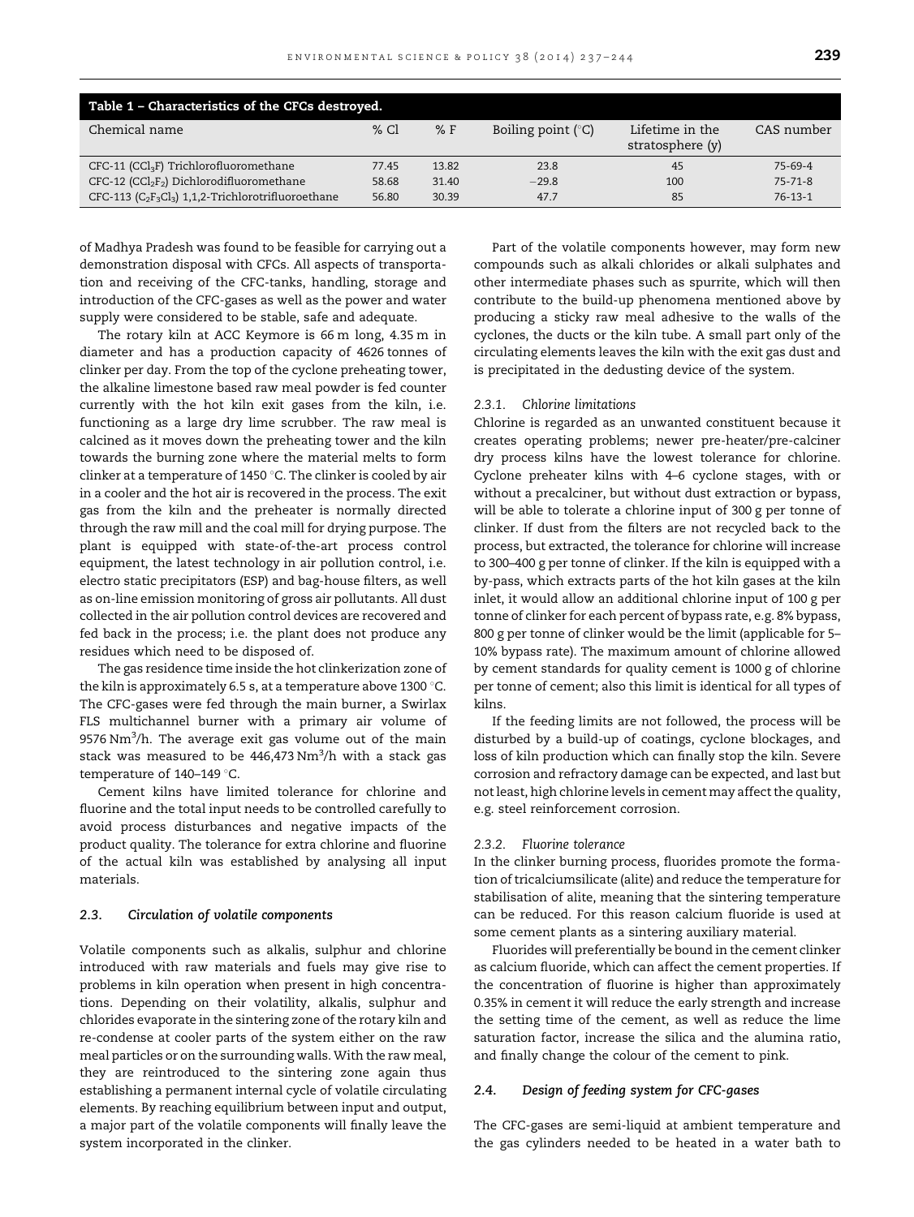**Table 1 – Characteristics of the CFCs destroyed.**

| Chemical name | % Cl | % F | Boiling point (°C) | Lifetime in the stratosphere (y) | CAS number |
|---|---|---|---|---|---|
| CFC-11 ($CCl_3F$) Trichlorofluoromethane | 77.45 | 13.82 | 23.8 | 45 | 75-69-4 |
| CFC-12 ($CCl_2F_2$) Dichlorodifluoromethane | 58.68 | 31.40 | −29.8 | 100 | 75-71-8 |
| CFC-113 ($C_2F_3Cl_3$) 1,1,2-Trichlorotrifluoroethane | 56.80 | 30.39 | 47.7 | 85 | 76-13-1 |

of Madhya Pradesh was found to be feasible for carrying out a demonstration disposal with CFCs. All aspects of transportation and receiving of the CFC-tanks, handling, storage and introduction of the CFC-gases as well as the power and water supply were considered to be stable, safe and adequate.

The rotary kiln at ACC Keymore is 66 m long, 4.35 m in diameter and has a production capacity of 4626 tonnes of clinker per day. From the top of the cyclone preheating tower, the alkaline limestone based raw meal powder is fed counter currently with the hot kiln exit gases from the kiln, i.e. functioning as a large dry lime scrubber. The raw meal is calcined as it moves down the preheating tower and the kiln towards the burning zone where the material melts to form clinker at a temperature of 1450 °C. The clinker is cooled by air in a cooler and the hot air is recovered in the process. The exit gas from the kiln and the preheater is normally directed through the raw mill and the coal mill for drying purpose. The plant is equipped with state-of-the-art process control equipment, the latest technology in air pollution control, i.e. electro static precipitators (ESP) and bag-house filters, as well as on-line emission monitoring of gross air pollutants. All dust collected in the air pollution control devices are recovered and fed back in the process; i.e. the plant does not produce any residues which need to be disposed of.

The gas residence time inside the hot clinkerization zone of the kiln is approximately 6.5 s, at a temperature above 1300 °C. The CFC-gases were fed through the main burner, a Swirlax FLS multichannel burner with a primary air volume of 9576 $Nm^3/h$. The average exit gas volume out of the main stack was measured to be 446,473 $Nm^3/h$ with a stack gas temperature of 140–149 °C.

Cement kilns have limited tolerance for chlorine and fluorine and the total input needs to be controlled carefully to avoid process disturbances and negative impacts of the product quality. The tolerance for extra chlorine and fluorine of the actual kiln was established by analysing all input materials.

### 2.3. Circulation of volatile components

Volatile components such as alkalis, sulphur and chlorine introduced with raw materials and fuels may give rise to problems in kiln operation when present in high concentrations. Depending on their volatility, alkalis, sulphur and chlorides evaporate in the sintering zone of the rotary kiln and re-condense at cooler parts of the system either on the raw meal particles or on the surrounding walls. With the raw meal, they are reintroduced to the sintering zone again thus establishing a permanent internal cycle of volatile circulating elements. By reaching equilibrium between input and output, a major part of the volatile components will finally leave the system incorporated in the clinker.

Part of the volatile components however, may form new compounds such as alkali chlorides or alkali sulphates and other intermediate phases such as spurrite, which will then contribute to the build-up phenomena mentioned above by producing a sticky raw meal adhesive to the walls of the cyclones, the ducts or the kiln tube. A small part only of the circulating elements leaves the kiln with the exit gas dust and is precipitated in the dedusting device of the system.

#### 2.3.1. Chlorine limitations

Chlorine is regarded as an unwanted constituent because it creates operating problems; newer pre-heater/pre-calciner dry process kilns have the lowest tolerance for chlorine. Cyclone preheater kilns with 4–6 cyclone stages, with or without a precalciner, but without dust extraction or bypass, will be able to tolerate a chlorine input of 300 g per tonne of clinker. If dust from the filters are not recycled back to the process, but extracted, the tolerance for chlorine will increase to 300–400 g per tonne of clinker. If the kiln is equipped with a by-pass, which extracts parts of the hot kiln gases at the kiln inlet, it would allow an additional chlorine input of 100 g per tonne of clinker for each percent of bypass rate, e.g. 8% bypass, 800 g per tonne of clinker would be the limit (applicable for 5–10% bypass rate). The maximum amount of chlorine allowed by cement standards for quality cement is 1000 g of chlorine per tonne of cement; also this limit is identical for all types of kilns.

If the feeding limits are not followed, the process will be disturbed by a build-up of coatings, cyclone blockages, and loss of kiln production which can finally stop the kiln. Severe corrosion and refractory damage can be expected, and last but not least, high chlorine levels in cement may affect the quality, e.g. steel reinforcement corrosion.

#### 2.3.2. Fluorine tolerance

In the clinker burning process, fluorides promote the formation of tricalciumsilicate (alite) and reduce the temperature for stabilisation of alite, meaning that the sintering temperature can be reduced. For this reason calcium fluoride is used at some cement plants as a sintering auxiliary material.

Fluorides will preferentially be bound in the cement clinker as calcium fluoride, which can affect the cement properties. If the concentration of fluorine is higher than approximately 0.35% in cement it will reduce the early strength and increase the setting time of the cement, as well as reduce the lime saturation factor, increase the silica and the alumina ratio, and finally change the colour of the cement to pink.

### 2.4. Design of feeding system for CFC-gases

The CFC-gases are semi-liquid at ambient temperature and the gas cylinders needed to be heated in a water bath to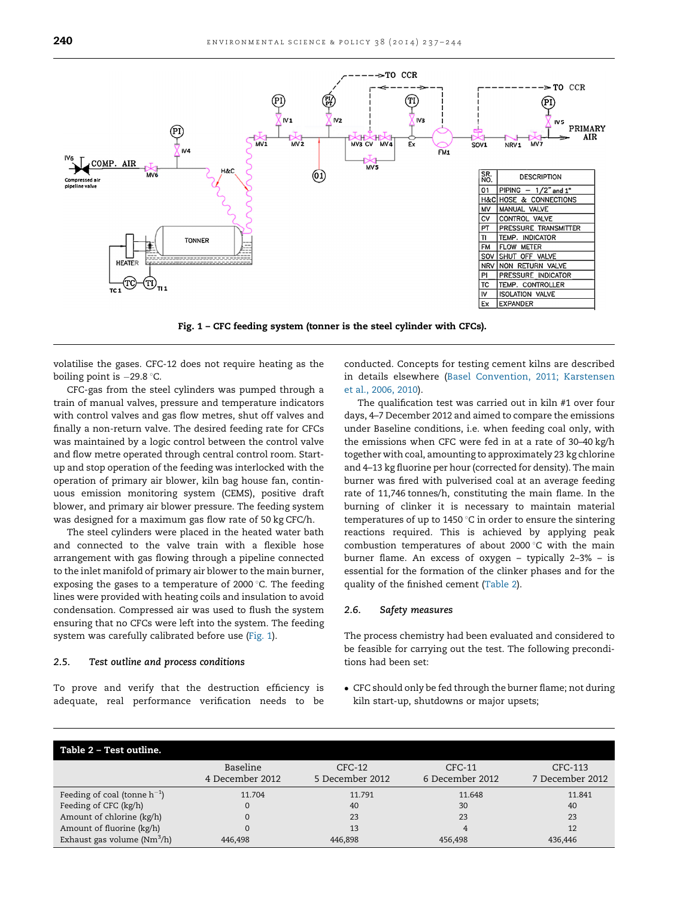Fig. 1 – CFC feeding system (tonner is the steel cylinder with CFCs).

volatilise the gases. CFC-12 does not require heating as the boiling point is −29.8 °C.

CFC-gas from the steel cylinders was pumped through a train of manual valves, pressure and temperature indicators with control valves and gas flow metres, shut off valves and finally a non-return valve. The desired feeding rate for CFCs was maintained by a logic control between the control valve and flow metre operated through central control room. Start-up and stop operation of the feeding was interlocked with the operation of primary air blower, kiln bag house fan, continuous emission monitoring system (CEMS), positive draft blower, and primary air blower pressure. The feeding system was designed for a maximum gas flow rate of 50 kg CFC/h.

The steel cylinders were placed in the heated water bath and connected to the valve train with a flexible hose arrangement with gas flowing through a pipeline connected to the inlet manifold of primary air blower to the main burner, exposing the gases to a temperature of 2000 °C. The feeding lines were provided with heating coils and insulation to avoid condensation. Compressed air was used to flush the system ensuring that no CFCs were left into the system. The feeding system was carefully calibrated before use (Fig. 1).

### 2.5. *Test outline and process conditions*

To prove and verify that the destruction efficiency is adequate, real performance verification needs to be conducted. Concepts for testing cement kilns are described in details elsewhere (Basel Convention, 2011; Karstensen et al., 2006, 2010).

The qualification test was carried out in kiln #1 over four days, 4–7 December 2012 and aimed to compare the emissions under Baseline conditions, i.e. when feeding coal only, with the emissions when CFC were fed in at a rate of 30–40 kg/h together with coal, amounting to approximately 23 kg chlorine and 4–13 kg fluorine per hour (corrected for density). The main burner was fired with pulverised coal at an average feeding rate of 11,746 tonnes/h, constituting the main flame. In the burning of clinker it is necessary to maintain material temperatures of up to 1450 °C in order to ensure the sintering reactions required. This is achieved by applying peak combustion temperatures of about 2000 °C with the main burner flame. An excess of oxygen – typically 2–3% – is essential for the formation of the clinker phases and for the quality of the finished cement (Table 2).

### 2.6. *Safety measures*

The process chemistry had been evaluated and considered to be feasible for carrying out the test. The following preconditions had been set:

- CFC should only be fed through the burner flame; not during kiln start-up, shutdowns or major upsets;

**Table 2 – Test outline.**

| | Baseline 4 December 2012 | CFC-12 5 December 2012 | CFC-11 6 December 2012 | CFC-113 7 December 2012 |
|---|---|---|---|---|
| Feeding of coal (tonne $h^{-1}$) | 11.704 | 11.791 | 11.648 | 11.841 |
| Feeding of CFC (kg/h) | 0 | 40 | 30 | 40 |
| Amount of chlorine (kg/h) | 0 | 23 | 23 | 23 |
| Amount of fluorine (kg/h) | 0 | 13 | 4 | 12 |
| Exhaust gas volume ($Nm^3$/h) | 446,498 | 446,898 | 456,498 | 436,446 |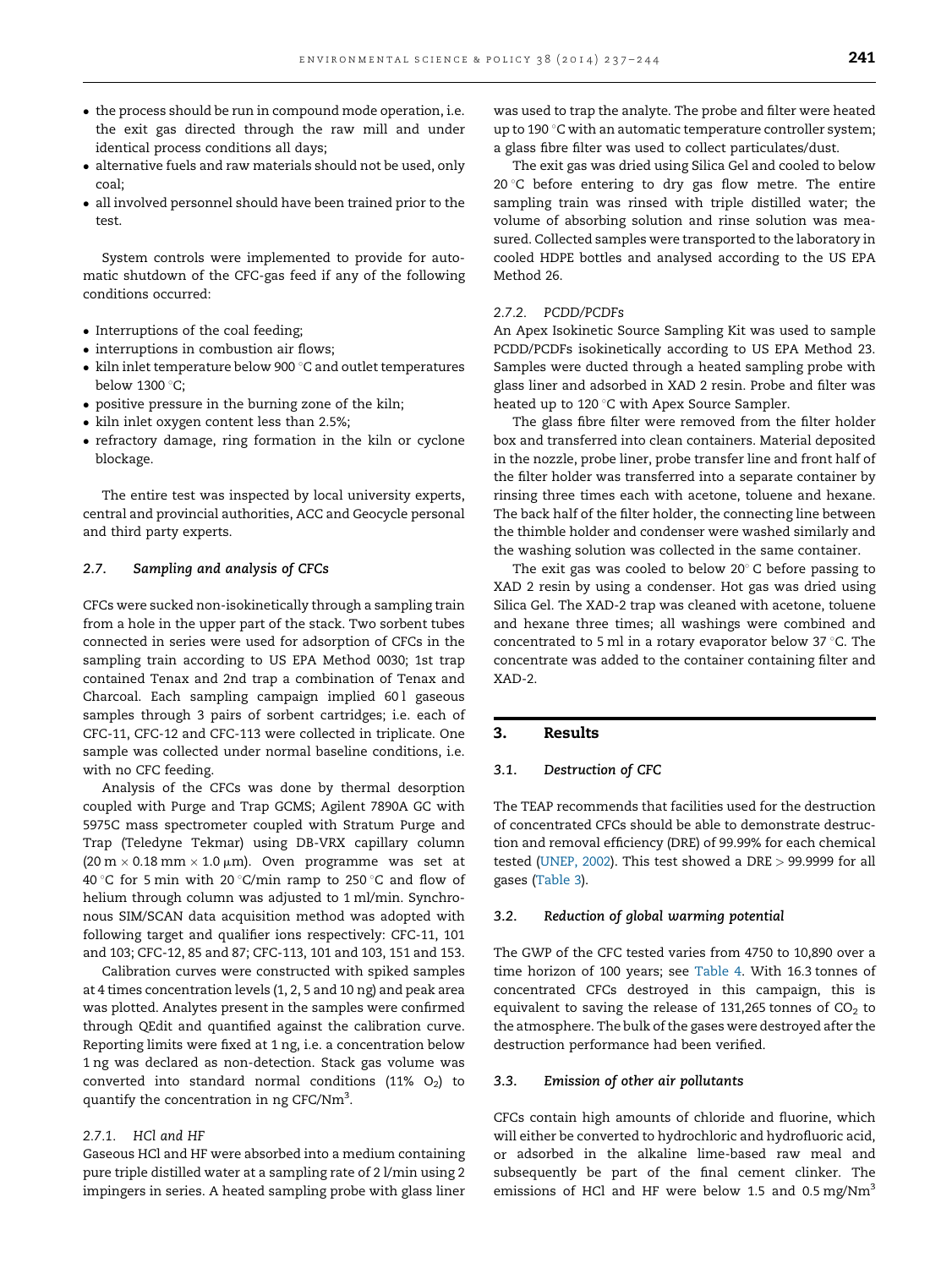- the process should be run in compound mode operation, i.e. the exit gas directed through the raw mill and under identical process conditions all days;
- alternative fuels and raw materials should not be used, only coal;
- all involved personnel should have been trained prior to the test.

System controls were implemented to provide for automatic shutdown of the CFC-gas feed if any of the following conditions occurred:

- Interruptions of the coal feeding;
- interruptions in combustion air flows;
- kiln inlet temperature below 900 °C and outlet temperatures below 1300 °C;
- positive pressure in the burning zone of the kiln;
- kiln inlet oxygen content less than 2.5%;
- refractory damage, ring formation in the kiln or cyclone blockage.

The entire test was inspected by local university experts, central and provincial authorities, ACC and Geocycle personal and third party experts.

### 2.7. Sampling and analysis of CFCs

CFCs were sucked non-isokinetically through a sampling train from a hole in the upper part of the stack. Two sorbent tubes connected in series were used for adsorption of CFCs in the sampling train according to US EPA Method 0030; 1st trap contained Tenax and 2nd trap a combination of Tenax and Charcoal. Each sampling campaign implied 60 l gaseous samples through 3 pairs of sorbent cartridges; i.e. each of CFC-11, CFC-12 and CFC-113 were collected in triplicate. One sample was collected under normal baseline conditions, i.e. with no CFC feeding.

Analysis of the CFCs was done by thermal desorption coupled with Purge and Trap GCMS; Agilent 7890A GC with 5975C mass spectrometer coupled with Stratum Purge and Trap (Teledyne Tekmar) using DB-VRX capillary column ($20\,m \times 0.18\,mm \times 1.0\,\mu m$). Oven programme was set at 40 °C for 5 min with 20 °C/min ramp to 250 °C and flow of helium through column was adjusted to 1 ml/min. Synchronous SIM/SCAN data acquisition method was adopted with following target and qualifier ions respectively: CFC-11, 101 and 103; CFC-12, 85 and 87; CFC-113, 101 and 103, 151 and 153.

Calibration curves were constructed with spiked samples at 4 times concentration levels (1, 2, 5 and 10 ng) and peak area was plotted. Analytes present in the samples were confirmed through QEdit and quantified against the calibration curve. Reporting limits were fixed at 1 ng, i.e. a concentration below 1 ng was declared as non-detection. Stack gas volume was converted into standard normal conditions (11% $O_2$) to quantify the concentration in ng CFC/$Nm^3$.

#### 2.7.1. HCl and HF

Gaseous HCl and HF were absorbed into a medium containing pure triple distilled water at a sampling rate of 2 l/min using 2 impingers in series. A heated sampling probe with glass liner was used to trap the analyte. The probe and filter were heated up to 190 °C with an automatic temperature controller system; a glass fibre filter was used to collect particulates/dust.

The exit gas was dried using Silica Gel and cooled to below 20 °C before entering to dry gas flow metre. The entire sampling train was rinsed with triple distilled water; the volume of absorbing solution and rinse solution was measured. Collected samples were transported to the laboratory in cooled HDPE bottles and analysed according to the US EPA Method 26.

#### 2.7.2. PCDD/PCDFs

An Apex Isokinetic Source Sampling Kit was used to sample PCDD/PCDFs isokinetically according to US EPA Method 23. Samples were ducted through a heated sampling probe with glass liner and adsorbed in XAD 2 resin. Probe and filter was heated up to 120 °C with Apex Source Sampler.

The glass fibre filter were removed from the filter holder box and transferred into clean containers. Material deposited in the nozzle, probe liner, probe transfer line and front half of the filter holder was transferred into a separate container by rinsing three times each with acetone, toluene and hexane. The back half of the filter holder, the connecting line between the thimble holder and condenser were washed similarly and the washing solution was collected in the same container.

The exit gas was cooled to below 20° C before passing to XAD 2 resin by using a condenser. Hot gas was dried using Silica Gel. The XAD-2 trap was cleaned with acetone, toluene and hexane three times; all washings were combined and concentrated to 5 ml in a rotary evaporator below 37 °C. The concentrate was added to the container containing filter and XAD-2.

## 3. Results

### 3.1. Destruction of CFC

The TEAP recommends that facilities used for the destruction of concentrated CFCs should be able to demonstrate destruction and removal efficiency (DRE) of 99.99% for each chemical tested (UNEP, 2002). This test showed a DRE > 99.9999 for all gases (Table 3).

### 3.2. Reduction of global warming potential

The GWP of the CFC tested varies from 4750 to 10,890 over a time horizon of 100 years; see Table 4. With 16.3 tonnes of concentrated CFCs destroyed in this campaign, this is equivalent to saving the release of 131,265 tonnes of $CO_2$ to the atmosphere. The bulk of the gases were destroyed after the destruction performance had been verified.

### 3.3. Emission of other air pollutants

CFCs contain high amounts of chloride and fluorine, which will either be converted to hydrochloric and hydrofluoric acid, or adsorbed in the alkaline lime-based raw meal and subsequently be part of the final cement clinker. The emissions of HCl and HF were below 1.5 and 0.5 mg/$Nm^3$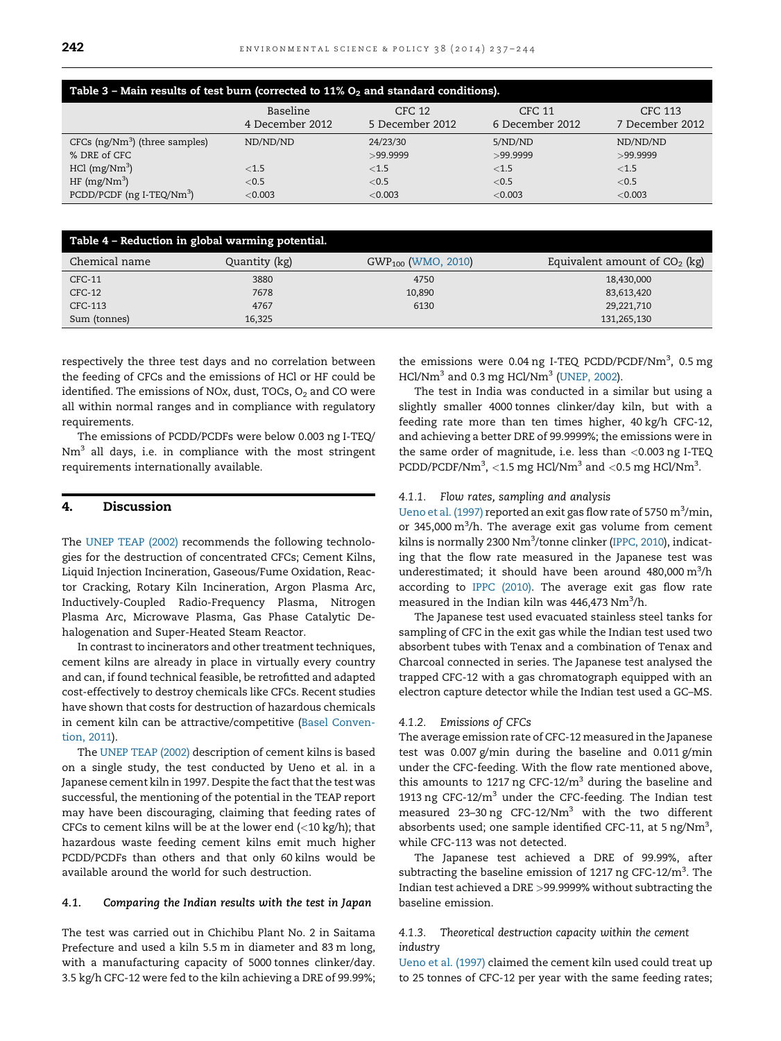**Table 3 – Main results of test burn (corrected to 11% $O_2$ and standard conditions).**

| | Baseline 4 December 2012 | CFC 12 5 December 2012 | CFC 11 6 December 2012 | CFC 113 7 December 2012 |
|---|---|---|---|---|
| CFCs (ng/Nm$^3$) (three samples) | ND/ND/ND | 24/23/30 | 5/ND/ND | ND/ND/ND |
| % DRE of CFC | | >99.9999 | >99.9999 | >99.9999 |
| HCl (mg/Nm$^3$) | <1.5 | <1.5 | <1.5 | <1.5 |
| HF (mg/Nm$^3$) | <0.5 | <0.5 | <0.5 | <0.5 |
| PCDD/PCDF (ng I-TEQ/Nm$^3$) | <0.003 | <0.003 | <0.003 | <0.003 |

**Table 4 – Reduction in global warming potential.**

| Chemical name | Quantity (kg) | $GWP_{100}$ (WMO, 2010) | Equivalent amount of $CO_2$ (kg) |
|---|---|---|---|
| CFC-11 | 3880 | 4750 | 18,430,000 |
| CFC-12 | 7678 | 10,890 | 83,613,420 |
| CFC-113 | 4767 | 6130 | 29,221,710 |
| Sum (tonnes) | 16,325 | | 131,265,130 |

respectively the three test days and no correlation between the feeding of CFCs and the emissions of HCl or HF could be identified. The emissions of NOx, dust, TOCs, $O_2$ and CO were all within normal ranges and in compliance with regulatory requirements.

The emissions of PCDD/PCDFs were below 0.003 ng I-TEQ/Nm$^3$ all days, i.e. in compliance with the most stringent requirements internationally available.

## 4. Discussion

The UNEP TEAP (2002) recommends the following technologies for the destruction of concentrated CFCs; Cement Kilns, Liquid Injection Incineration, Gaseous/Fume Oxidation, Reactor Cracking, Rotary Kiln Incineration, Argon Plasma Arc, Inductively-Coupled Radio-Frequency Plasma, Nitrogen Plasma Arc, Microwave Plasma, Gas Phase Catalytic De-halogenation and Super-Heated Steam Reactor.

In contrast to incinerators and other treatment techniques, cement kilns are already in place in virtually every country and can, if found technical feasible, be retrofitted and adapted cost-effectively to destroy chemicals like CFCs. Recent studies have shown that costs for destruction of hazardous chemicals in cement kiln can be attractive/competitive (Basel Convention, 2011).

The UNEP TEAP (2002) description of cement kilns is based on a single study, the test conducted by Ueno et al. in a Japanese cement kiln in 1997. Despite the fact that the test was successful, the mentioning of the potential in the TEAP report may have been discouraging, claiming that feeding rates of CFCs to cement kilns will be at the lower end (<10 kg/h); that hazardous waste feeding cement kilns emit much higher PCDD/PCDFs than others and that only 60 kilns would be available around the world for such destruction.

### 4.1. Comparing the Indian results with the test in Japan

The test was carried out in Chichibu Plant No. 2 in Saitama Prefecture and used a kiln 5.5 m in diameter and 83 m long, with a manufacturing capacity of 5000 tonnes clinker/day. 3.5 kg/h CFC-12 were fed to the kiln achieving a DRE of 99.99%; the emissions were 0.04 ng I-TEQ PCDD/PCDF/Nm$^3$, 0.5 mg HCl/Nm$^3$ and 0.3 mg HCl/Nm$^3$ (UNEP, 2002).

The test in India was conducted in a similar but using a slightly smaller 4000 tonnes clinker/day kiln, but with a feeding rate more than ten times higher, 40 kg/h CFC-12, and achieving a better DRE of 99.9999%; the emissions were in the same order of magnitude, i.e. less than <0.003 ng I-TEQ PCDD/PCDF/Nm$^3$, <1.5 mg HCl/Nm$^3$ and <0.5 mg HCl/Nm$^3$.

#### 4.1.1. *Flow rates, sampling and analysis*

Ueno et al. (1997) reported an exit gas flow rate of 5750 m$^3$/min, or 345,000 m$^3$/h. The average exit gas volume from cement kilns is normally 2300 Nm$^3$/tonne clinker (IPPC, 2010), indicating that the flow rate measured in the Japanese test was underestimated; it should have been around 480,000 m$^3$/h according to IPPC (2010). The average exit gas flow rate measured in the Indian kiln was 446,473 Nm$^3$/h.

The Japanese test used evacuated stainless steel tanks for sampling of CFC in the exit gas while the Indian test used two absorbent tubes with Tenax and a combination of Tenax and Charcoal connected in series. The Japanese test analysed the trapped CFC-12 with a gas chromatograph equipped with an electron capture detector while the Indian test used a GC–MS.

#### 4.1.2. *Emissions of CFCs*

The average emission rate of CFC-12 measured in the Japanese test was 0.007 g/min during the baseline and 0.011 g/min under the CFC-feeding. With the flow rate mentioned above, this amounts to 1217 ng CFC-12/m$^3$ during the baseline and 1913 ng CFC-12/m$^3$ under the CFC-feeding. The Indian test measured 23–30 ng CFC-12/Nm$^3$ with the two different absorbents used; one sample identified CFC-11, at 5 ng/Nm$^3$, while CFC-113 was not detected.

The Japanese test achieved a DRE of 99.99%, after subtracting the baseline emission of 1217 ng CFC-12/m$^3$. The Indian test achieved a DRE >99.9999% without subtracting the baseline emission.

#### 4.1.3. *Theoretical destruction capacity within the cement industry*

Ueno et al. (1997) claimed the cement kiln used could treat up to 25 tonnes of CFC-12 per year with the same feeding rates;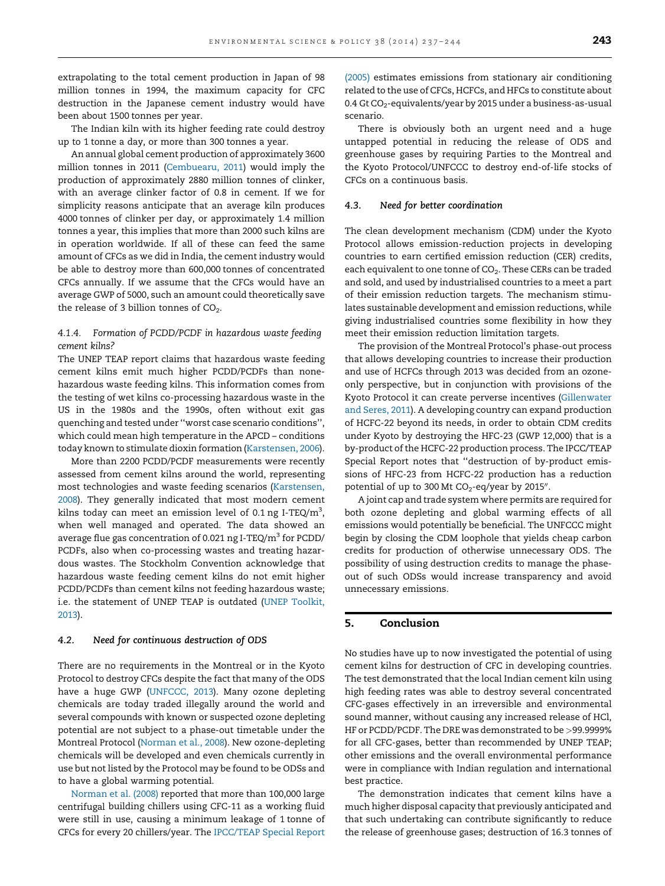extrapolating to the total cement production in Japan of 98 million tonnes in 1994, the maximum capacity for CFC destruction in the Japanese cement industry would have been about 1500 tonnes per year.

The Indian kiln with its higher feeding rate could destroy up to 1 tonne a day, or more than 300 tonnes a year.

An annual global cement production of approximately 3600 million tonnes in 2011 (Cembuearu, 2011) would imply the production of approximately 2880 million tonnes of clinker, with an average clinker factor of 0.8 in cement. If we for simplicity reasons anticipate that an average kiln produces 4000 tonnes of clinker per day, or approximately 1.4 million tonnes a year, this implies that more than 2000 such kilns are in operation worldwide. If all of these can feed the same amount of CFCs as we did in India, the cement industry would be able to destroy more than 600,000 tonnes of concentrated CFCs annually. If we assume that the CFCs would have an average GWP of 5000, such an amount could theoretically save the release of 3 billion tonnes of $CO_2$.

#### 4.1.4. *Formation of PCDD/PCDF in hazardous waste feeding cement kilns?*

The UNEP TEAP report claims that hazardous waste feeding cement kilns emit much higher PCDD/PCDFs than none-hazardous waste feeding kilns. This information comes from the testing of wet kilns co-processing hazardous waste in the US in the 1980s and the 1990s, often without exit gas quenching and tested under "worst case scenario conditions", which could mean high temperature in the APCD – conditions today known to stimulate dioxin formation (Karstensen, 2006).

More than 2200 PCDD/PCDF measurements were recently assessed from cement kilns around the world, representing most technologies and waste feeding scenarios (Karstensen, 2008). They generally indicated that most modern cement kilns today can meet an emission level of 0.1 ng I-TEQ/$m^3$, when well managed and operated. The data showed an average flue gas concentration of 0.021 ng I-TEQ/$m^3$ for PCDD/PCDFs, also when co-processing wastes and treating hazardous wastes. The Stockholm Convention acknowledge that hazardous waste feeding cement kilns do not emit higher PCDD/PCDFs than cement kilns not feeding hazardous waste; i.e. the statement of UNEP TEAP is outdated (UNEP Toolkit, 2013).

### 4.2. *Need for continuous destruction of ODS*

There are no requirements in the Montreal or in the Kyoto Protocol to destroy CFCs despite the fact that many of the ODS have a huge GWP (UNFCCC, 2013). Many ozone depleting chemicals are today traded illegally around the world and several compounds with known or suspected ozone depleting potential are not subject to a phase-out timetable under the Montreal Protocol (Norman et al., 2008). New ozone-depleting chemicals will be developed and even chemicals currently in use but not listed by the Protocol may be found to be ODSs and to have a global warming potential.

Norman et al. (2008) reported that more than 100,000 large centrifugal building chillers using CFC-11 as a working fluid were still in use, causing a minimum leakage of 1 tonne of CFCs for every 20 chillers/year. The IPCC/TEAP Special Report (2005) estimates emissions from stationary air conditioning related to the use of CFCs, HCFCs, and HFCs to constitute about 0.4 Gt $CO_2$-equivalents/year by 2015 under a business-as-usual scenario.

There is obviously both an urgent need and a huge untapped potential in reducing the release of ODS and greenhouse gases by requiring Parties to the Montreal and the Kyoto Protocol/UNFCCC to destroy end-of-life stocks of CFCs on a continuous basis.

### 4.3. *Need for better coordination*

The clean development mechanism (CDM) under the Kyoto Protocol allows emission-reduction projects in developing countries to earn certified emission reduction (CER) credits, each equivalent to one tonne of $CO_2$. These CERs can be traded and sold, and used by industrialised countries to a meet a part of their emission reduction targets. The mechanism stimulates sustainable development and emission reductions, while giving industrialised countries some flexibility in how they meet their emission reduction limitation targets.

The provision of the Montreal Protocol's phase-out process that allows developing countries to increase their production and use of HCFCs through 2013 was decided from an ozone-only perspective, but in conjunction with provisions of the Kyoto Protocol it can create perverse incentives (Gillenwater and Seres, 2011). A developing country can expand production of HCFC-22 beyond its needs, in order to obtain CDM credits under Kyoto by destroying the HFC-23 (GWP 12,000) that is a by-product of the HCFC-22 production process. The IPCC/TEAP Special Report notes that "destruction of by-product emissions of HFC-23 from HCFC-22 production has a reduction potential of up to 300 Mt $CO_2$-eq/year by 2015".

A joint cap and trade system where permits are required for both ozone depleting and global warming effects of all emissions would potentially be beneficial. The UNFCCC might begin by closing the CDM loophole that yields cheap carbon credits for production of otherwise unnecessary ODS. The possibility of using destruction credits to manage the phase-out of such ODSs would increase transparency and avoid unnecessary emissions.

## 5. Conclusion

No studies have up to now investigated the potential of using cement kilns for destruction of CFC in developing countries. The test demonstrated that the local Indian cement kiln using high feeding rates was able to destroy several concentrated CFC-gases effectively in an irreversible and environmental sound manner, without causing any increased release of HCl, HF or PCDD/PCDF. The DRE was demonstrated to be >99.9999% for all CFC-gases, better than recommended by UNEP TEAP; other emissions and the overall environmental performance were in compliance with Indian regulation and international best practice.

The demonstration indicates that cement kilns have a much higher disposal capacity that previously anticipated and that such undertaking can contribute significantly to reduce the release of greenhouse gases; destruction of 16.3 tonnes of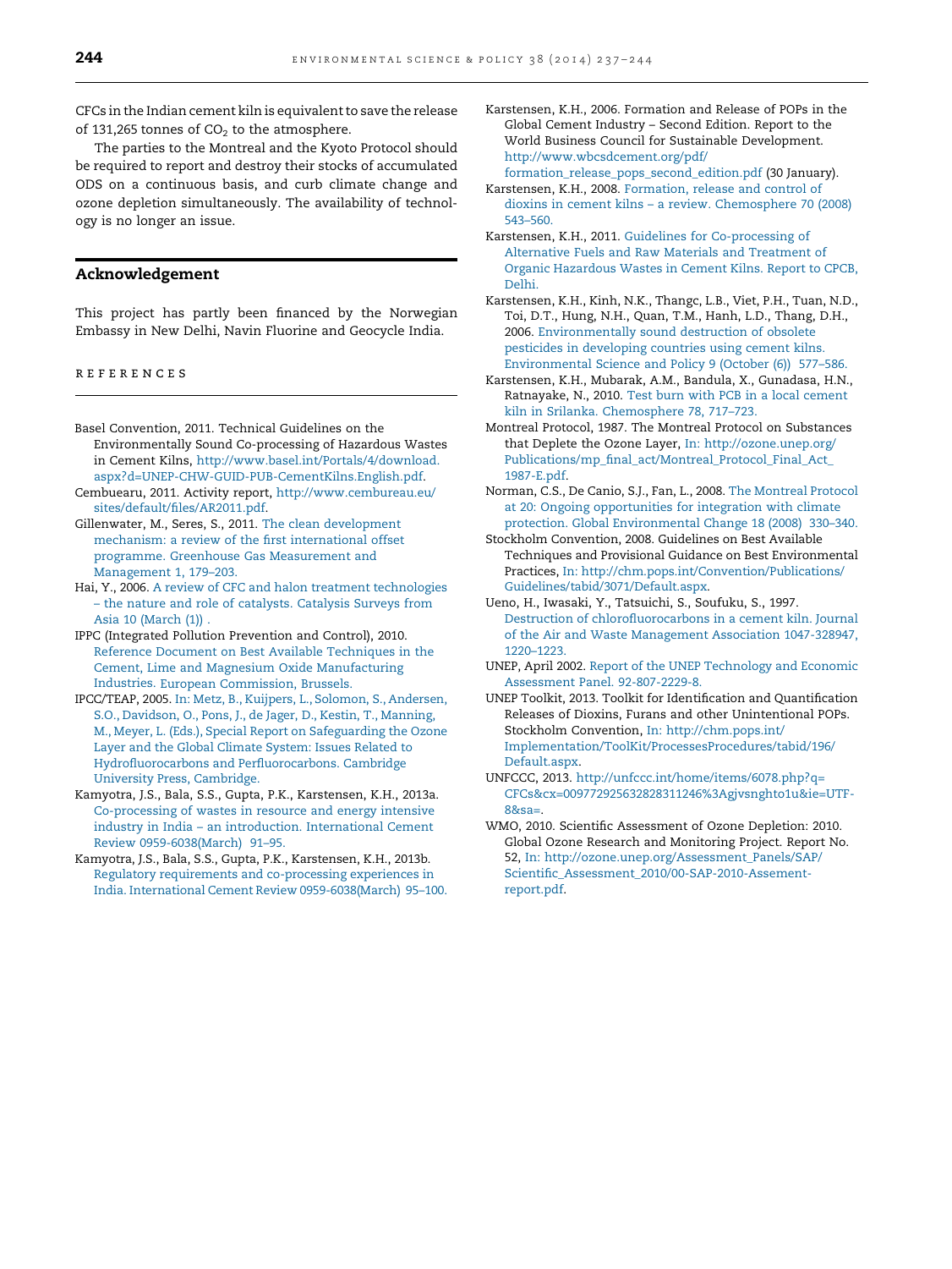CFCs in the Indian cement kiln is equivalent to save the release of 131,265 tonnes of $CO_2$ to the atmosphere.

The parties to the Montreal and the Kyoto Protocol should be required to report and destroy their stocks of accumulated ODS on a continuous basis, and curb climate change and ozone depletion simultaneously. The availability of technology is no longer an issue.

## Acknowledgement

This project has partly been financed by the Norwegian Embassy in New Delhi, Navin Fluorine and Geocycle India.

## REFERENCES

Basel Convention, 2011. Technical Guidelines on the Environmentally Sound Co-processing of Hazardous Wastes in Cement Kilns, http://www.basel.int/Portals/4/download.aspx?d=UNEP-CHW-GUID-PUB-CementKilns.English.pdf.

Cembuearu, 2011. Activity report, http://www.cembureau.eu/sites/default/files/AR2011.pdf.

Gillenwater, M., Seres, S., 2011. The clean development mechanism: a review of the first international offset programme. Greenhouse Gas Measurement and Management 1, 179–203.

Hai, Y., 2006. A review of CFC and halon treatment technologies – the nature and role of catalysts. Catalysis Surveys from Asia 10 (March (1)) .

IPPC (Integrated Pollution Prevention and Control), 2010. Reference Document on Best Available Techniques in the Cement, Lime and Magnesium Oxide Manufacturing Industries. European Commission, Brussels.

IPCC/TEAP, 2005. In: Metz, B., Kuijpers, L., Solomon, S., Andersen, S.O., Davidson, O., Pons, J., de Jager, D., Kestin, T., Manning, M., Meyer, L. (Eds.), Special Report on Safeguarding the Ozone Layer and the Global Climate System: Issues Related to Hydrofluorocarbons and Perfluorocarbons. Cambridge University Press, Cambridge.

Kamyotra, J.S., Bala, S.S., Gupta, P.K., Karstensen, K.H., 2013a. Co-processing of wastes in resource and energy intensive industry in India – an introduction. International Cement Review 0959-6038(March) 91–95.

Kamyotra, J.S., Bala, S.S., Gupta, P.K., Karstensen, K.H., 2013b. Regulatory requirements and co-processing experiences in India. International Cement Review 0959-6038(March) 95–100.

Karstensen, K.H., 2006. Formation and Release of POPs in the Global Cement Industry – Second Edition. Report to the World Business Council for Sustainable Development. http://www.wbcsdcement.org/pdf/formation_release_pops_second_edition.pdf (30 January).

Karstensen, K.H., 2008. Formation, release and control of dioxins in cement kilns – a review. Chemosphere 70 (2008) 543–560.

Karstensen, K.H., 2011. Guidelines for Co-processing of Alternative Fuels and Raw Materials and Treatment of Organic Hazardous Wastes in Cement Kilns. Report to CPCB, Delhi.

Karstensen, K.H., Kinh, N.K., Thangc, L.B., Viet, P.H., Tuan, N.D., Toi, D.T., Hung, N.H., Quan, T.M., Hanh, L.D., Thang, D.H., 2006. Environmentally sound destruction of obsolete pesticides in developing countries using cement kilns. Environmental Science and Policy 9 (October (6)) 577–586.

Karstensen, K.H., Mubarak, A.M., Bandula, X., Gunadasa, H.N., Ratnayake, N., 2010. Test burn with PCB in a local cement kiln in Srilanka. Chemosphere 78, 717–723.

Montreal Protocol, 1987. The Montreal Protocol on Substances that Deplete the Ozone Layer, In: http://ozone.unep.org/Publications/mp_final_act/Montreal_Protocol_Final_Act_1987-E.pdf.

Norman, C.S., De Canio, S.J., Fan, L., 2008. The Montreal Protocol at 20: Ongoing opportunities for integration with climate protection. Global Environmental Change 18 (2008) 330–340.

Stockholm Convention, 2008. Guidelines on Best Available Techniques and Provisional Guidance on Best Environmental Practices, In: http://chm.pops.int/Convention/Publications/Guidelines/tabid/3071/Default.aspx.

Ueno, H., Iwasaki, Y., Tatsuichi, S., Soufuku, S., 1997. Destruction of chlorofluorocarbons in a cement kiln. Journal of the Air and Waste Management Association 1047-328947, 1220–1223.

UNEP, April 2002. Report of the UNEP Technology and Economic Assessment Panel. 92-807-2229-8.

UNEP Toolkit, 2013. Toolkit for Identification and Quantification Releases of Dioxins, Furans and other Unintentional POPs. Stockholm Convention, In: http://chm.pops.int/Implementation/ToolKit/ProcessesProcedures/tabid/196/Default.aspx.

UNFCCC, 2013. http://unfccc.int/home/items/6078.php?q=CFCs&cx=009772925632828311246%3Agjvsnghto1u&ie=UTF-8&sa=.

WMO, 2010. Scientific Assessment of Ozone Depletion: 2010. Global Ozone Research and Monitoring Project. Report No. 52, In: http://ozone.unep.org/Assessment_Panels/SAP/Scientific_Assessment_2010/00-SAP-2010-Assement-report.pdf.